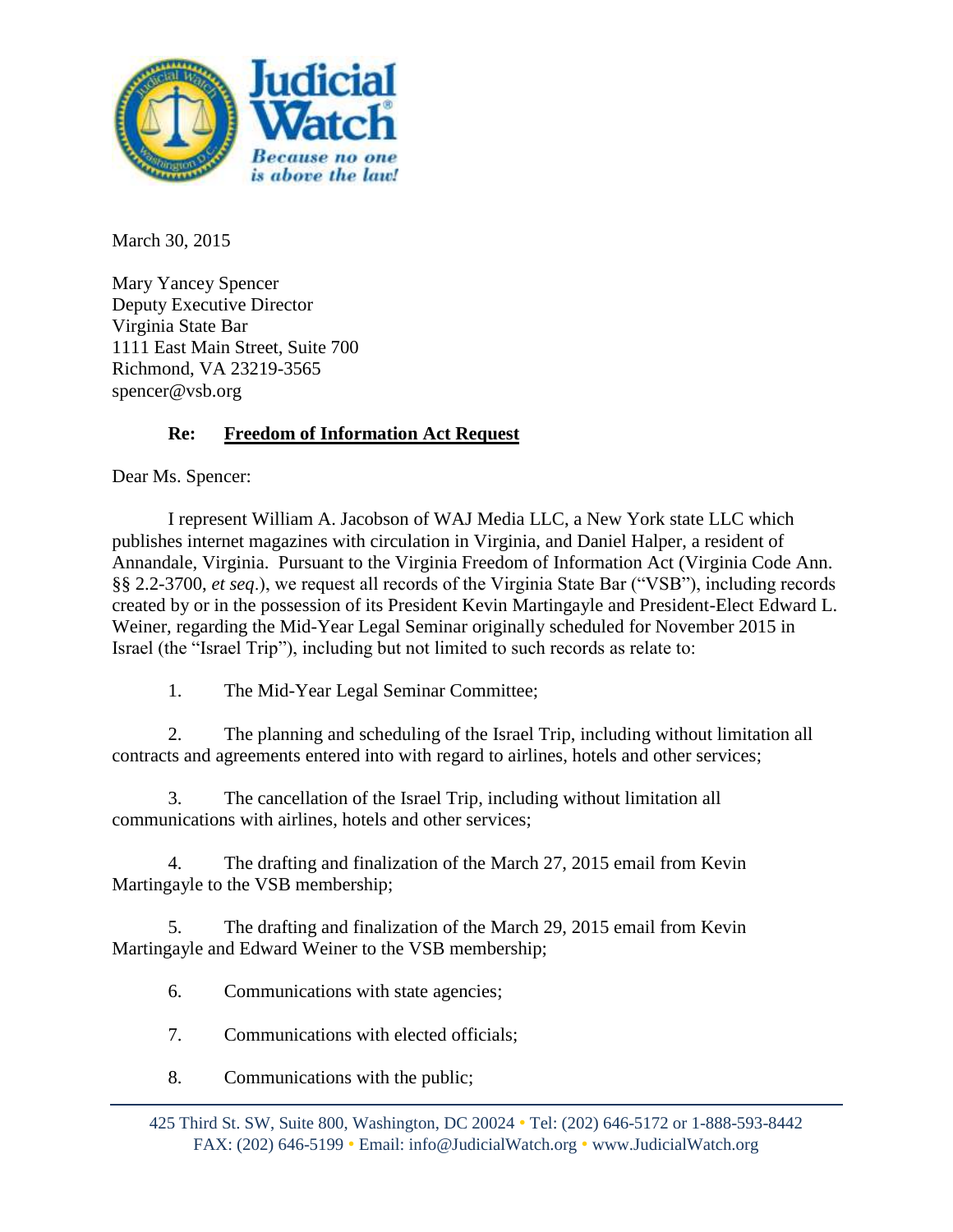March 30, 2015

Mary Yancey Spencer
Deputy Executive Director
Virginia State Bar
1111 East Main Street, Suite 700
Richmond, VA 23219-3565
spencer@vsb.org

**Re: <u>Freedom of Information Act Request</u>**

Dear Ms. Spencer:

I represent William A. Jacobson of WAJ Media LLC, a New York state LLC which publishes internet magazines with circulation in Virginia, and Daniel Halper, a resident of Annandale, Virginia. Pursuant to the Virginia Freedom of Information Act (Virginia Code Ann. §§ 2.2-3700, *et seq*.), we request all records of the Virginia State Bar ("VSB"), including records created by or in the possession of its President Kevin Martingayle and President-Elect Edward L. Weiner, regarding the Mid-Year Legal Seminar originally scheduled for November 2015 in Israel (the "Israel Trip"), including but not limited to such records as relate to:

1. The Mid-Year Legal Seminar Committee;

2. The planning and scheduling of the Israel Trip, including without limitation all contracts and agreements entered into with regard to airlines, hotels and other services;

3. The cancellation of the Israel Trip, including without limitation all communications with airlines, hotels and other services;

4. The drafting and finalization of the March 27, 2015 email from Kevin Martingayle to the VSB membership;

5. The drafting and finalization of the March 29, 2015 email from Kevin Martingayle and Edward Weiner to the VSB membership;

6. Communications with state agencies;

7. Communications with elected officials;

8. Communications with the public;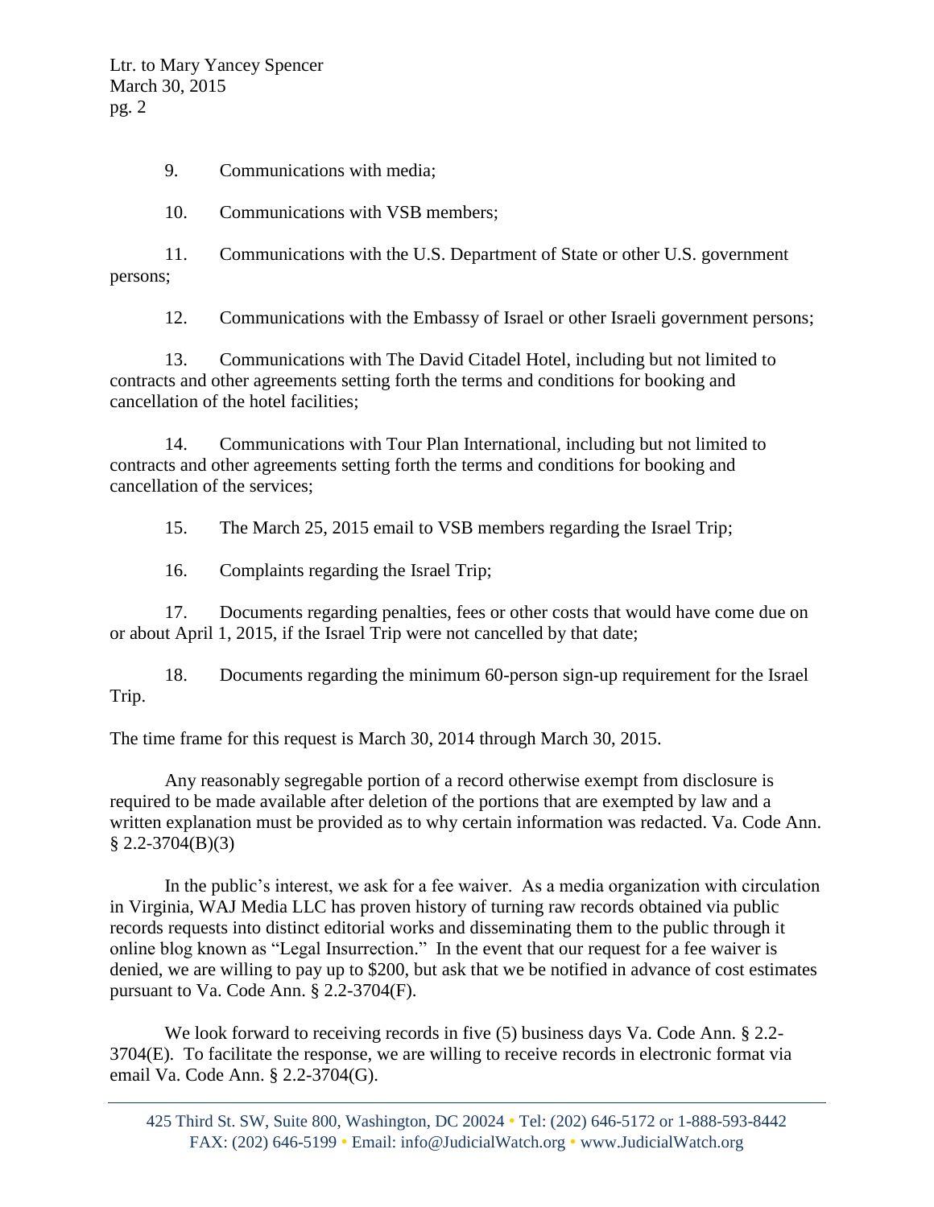9. Communications with media;

10. Communications with VSB members;

11. Communications with the U.S. Department of State or other U.S. government persons;

12. Communications with the Embassy of Israel or other Israeli government persons;

13. Communications with The David Citadel Hotel, including but not limited to contracts and other agreements setting forth the terms and conditions for booking and cancellation of the hotel facilities;

14. Communications with Tour Plan International, including but not limited to contracts and other agreements setting forth the terms and conditions for booking and cancellation of the services;

15. The March 25, 2015 email to VSB members regarding the Israel Trip;

16. Complaints regarding the Israel Trip;

17. Documents regarding penalties, fees or other costs that would have come due on or about April 1, 2015, if the Israel Trip were not cancelled by that date;

18. Documents regarding the minimum 60-person sign-up requirement for the Israel Trip.

The time frame for this request is March 30, 2014 through March 30, 2015.

Any reasonably segregable portion of a record otherwise exempt from disclosure is required to be made available after deletion of the portions that are exempted by law and a written explanation must be provided as to why certain information was redacted. Va. Code Ann. § 2.2-3704(B)(3)

In the public's interest, we ask for a fee waiver. As a media organization with circulation in Virginia, WAJ Media LLC has proven history of turning raw records obtained via public records requests into distinct editorial works and disseminating them to the public through it online blog known as "Legal Insurrection." In the event that our request for a fee waiver is denied, we are willing to pay up to $200, but ask that we be notified in advance of cost estimates pursuant to Va. Code Ann. § 2.2-3704(F).

We look forward to receiving records in five (5) business days Va. Code Ann. § 2.2-3704(E). To facilitate the response, we are willing to receive records in electronic format via email Va. Code Ann. § 2.2-3704(G).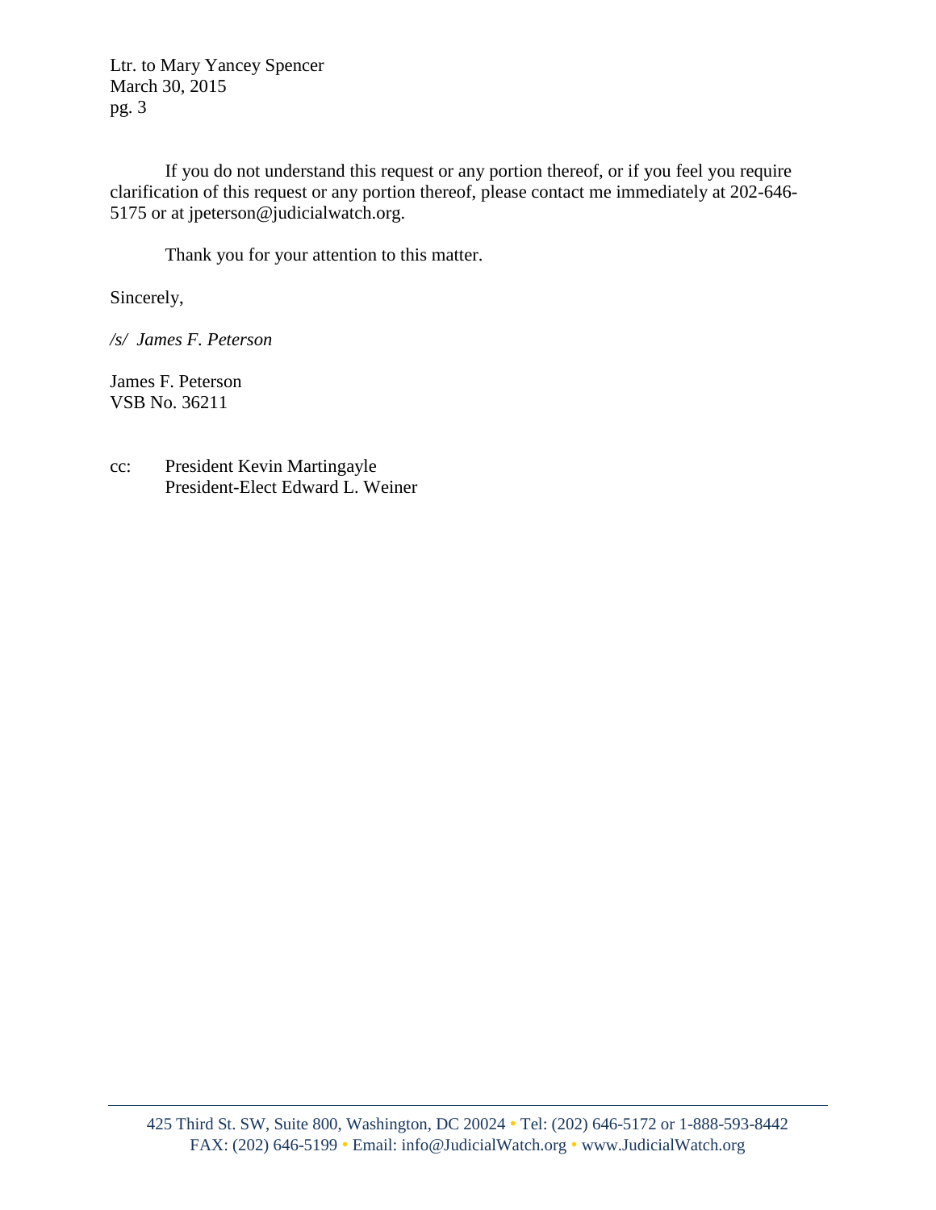If you do not understand this request or any portion thereof, or if you feel you require clarification of this request or any portion thereof, please contact me immediately at 202-646-5175 or at jpeterson@judicialwatch.org.

Thank you for your attention to this matter.

Sincerely,

*/s/ James F. Peterson*

James F. Peterson
VSB No. 36211

cc: President Kevin Martingayle
President-Elect Edward L. Weiner